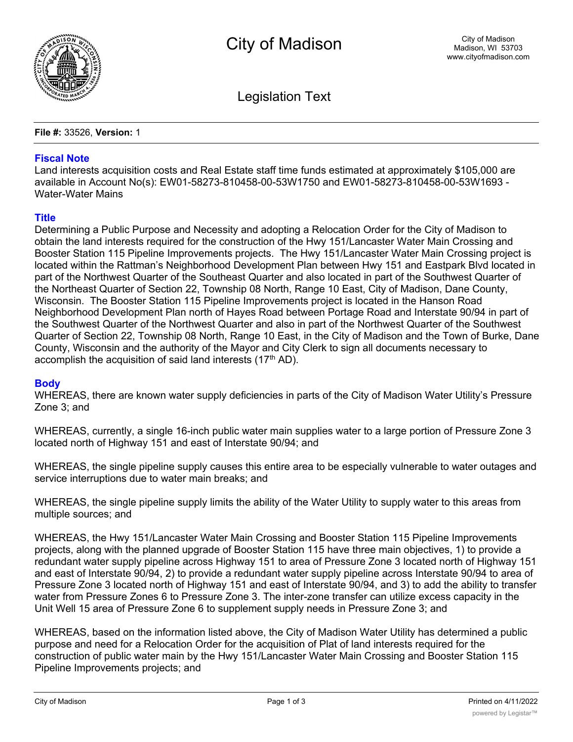# City of Madison

City of Madison
Madison, WI 53703
www.cityofmadison.com

## Legislation Text

**File #:** 33526, **Version:** 1

### Fiscal Note

Land interests acquisition costs and Real Estate staff time funds estimated at approximately $105,000 are available in Account No(s): EW01-58273-810458-00-53W1750 and EW01-58273-810458-00-53W1693 - Water-Water Mains

### Title

Determining a Public Purpose and Necessity and adopting a Relocation Order for the City of Madison to obtain the land interests required for the construction of the Hwy 151/Lancaster Water Main Crossing and Booster Station 115 Pipeline Improvements projects. The Hwy 151/Lancaster Water Main Crossing project is located within the Rattman's Neighborhood Development Plan between Hwy 151 and Eastpark Blvd located in part of the Northwest Quarter of the Southeast Quarter and also located in part of the Southwest Quarter of the Northeast Quarter of Section 22, Township 08 North, Range 10 East, City of Madison, Dane County, Wisconsin. The Booster Station 115 Pipeline Improvements project is located in the Hanson Road Neighborhood Development Plan north of Hayes Road between Portage Road and Interstate 90/94 in part of the Southwest Quarter of the Northwest Quarter and also in part of the Northwest Quarter of the Southwest Quarter of Section 22, Township 08 North, Range 10 East, in the City of Madison and the Town of Burke, Dane County, Wisconsin and the authority of the Mayor and City Clerk to sign all documents necessary to accomplish the acquisition of said land interests (17th AD).

### Body

WHEREAS, there are known water supply deficiencies in parts of the City of Madison Water Utility's Pressure Zone 3; and

WHEREAS, currently, a single 16-inch public water main supplies water to a large portion of Pressure Zone 3 located north of Highway 151 and east of Interstate 90/94; and

WHEREAS, the single pipeline supply causes this entire area to be especially vulnerable to water outages and service interruptions due to water main breaks; and

WHEREAS, the single pipeline supply limits the ability of the Water Utility to supply water to this areas from multiple sources; and

WHEREAS, the Hwy 151/Lancaster Water Main Crossing and Booster Station 115 Pipeline Improvements projects, along with the planned upgrade of Booster Station 115 have three main objectives, 1) to provide a redundant water supply pipeline across Highway 151 to area of Pressure Zone 3 located north of Highway 151 and east of Interstate 90/94, 2) to provide a redundant water supply pipeline across Interstate 90/94 to area of Pressure Zone 3 located north of Highway 151 and east of Interstate 90/94, and 3) to add the ability to transfer water from Pressure Zones 6 to Pressure Zone 3. The inter-zone transfer can utilize excess capacity in the Unit Well 15 area of Pressure Zone 6 to supplement supply needs in Pressure Zone 3; and

WHEREAS, based on the information listed above, the City of Madison Water Utility has determined a public purpose and need for a Relocation Order for the acquisition of Plat of land interests required for the construction of public water main by the Hwy 151/Lancaster Water Main Crossing and Booster Station 115 Pipeline Improvements projects; and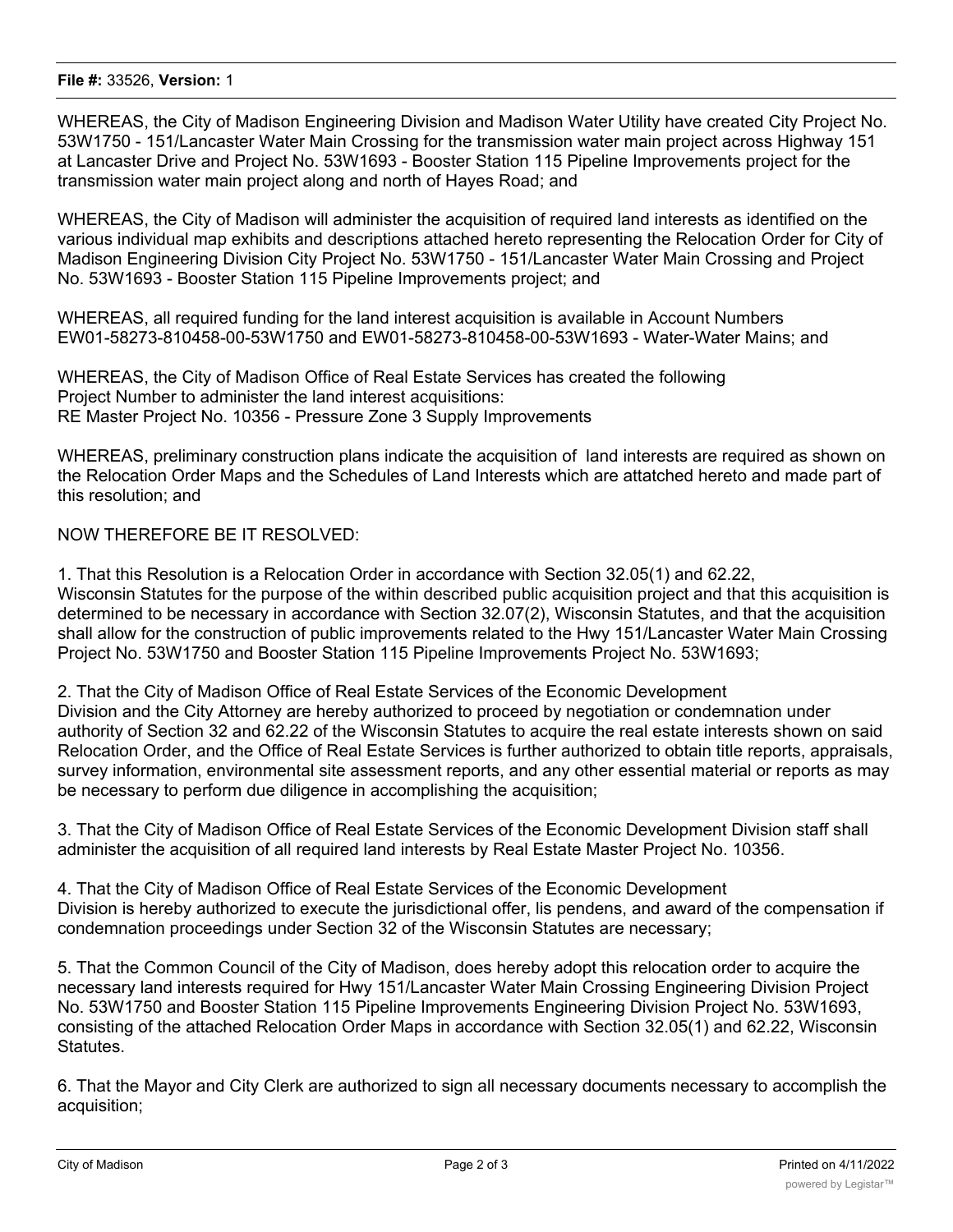WHEREAS, the City of Madison Engineering Division and Madison Water Utility have created City Project No. 53W1750 - 151/Lancaster Water Main Crossing for the transmission water main project across Highway 151 at Lancaster Drive and Project No. 53W1693 - Booster Station 115 Pipeline Improvements project for the transmission water main project along and north of Hayes Road; and

WHEREAS, the City of Madison will administer the acquisition of required land interests as identified on the various individual map exhibits and descriptions attached hereto representing the Relocation Order for City of Madison Engineering Division City Project No. 53W1750 - 151/Lancaster Water Main Crossing and Project No. 53W1693 - Booster Station 115 Pipeline Improvements project; and

WHEREAS, all required funding for the land interest acquisition is available in Account Numbers EW01-58273-810458-00-53W1750 and EW01-58273-810458-00-53W1693 - Water-Water Mains; and

WHEREAS, the City of Madison Office of Real Estate Services has created the following Project Number to administer the land interest acquisitions:
RE Master Project No. 10356 - Pressure Zone 3 Supply Improvements

WHEREAS, preliminary construction plans indicate the acquisition of land interests are required as shown on the Relocation Order Maps and the Schedules of Land Interests which are attatched hereto and made part of this resolution; and

NOW THEREFORE BE IT RESOLVED:

1. That this Resolution is a Relocation Order in accordance with Section 32.05(1) and 62.22, Wisconsin Statutes for the purpose of the within described public acquisition project and that this acquisition is determined to be necessary in accordance with Section 32.07(2), Wisconsin Statutes, and that the acquisition shall allow for the construction of public improvements related to the Hwy 151/Lancaster Water Main Crossing Project No. 53W1750 and Booster Station 115 Pipeline Improvements Project No. 53W1693;

2. That the City of Madison Office of Real Estate Services of the Economic Development Division and the City Attorney are hereby authorized to proceed by negotiation or condemnation under authority of Section 32 and 62.22 of the Wisconsin Statutes to acquire the real estate interests shown on said Relocation Order, and the Office of Real Estate Services is further authorized to obtain title reports, appraisals, survey information, environmental site assessment reports, and any other essential material or reports as may be necessary to perform due diligence in accomplishing the acquisition;

3. That the City of Madison Office of Real Estate Services of the Economic Development Division staff shall administer the acquisition of all required land interests by Real Estate Master Project No. 10356.

4. That the City of Madison Office of Real Estate Services of the Economic Development Division is hereby authorized to execute the jurisdictional offer, lis pendens, and award of the compensation if condemnation proceedings under Section 32 of the Wisconsin Statutes are necessary;

5. That the Common Council of the City of Madison, does hereby adopt this relocation order to acquire the necessary land interests required for Hwy 151/Lancaster Water Main Crossing Engineering Division Project No. 53W1750 and Booster Station 115 Pipeline Improvements Engineering Division Project No. 53W1693, consisting of the attached Relocation Order Maps in accordance with Section 32.05(1) and 62.22, Wisconsin Statutes.

6. That the Mayor and City Clerk are authorized to sign all necessary documents necessary to accomplish the acquisition;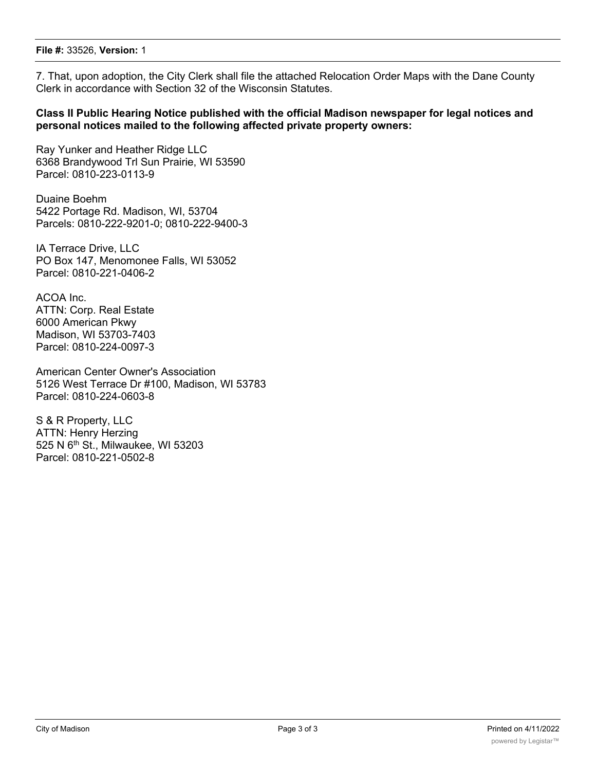7. That, upon adoption, the City Clerk shall file the attached Relocation Order Maps with the Dane County Clerk in accordance with Section 32 of the Wisconsin Statutes.

**Class II Public Hearing Notice published with the official Madison newspaper for legal notices and personal notices mailed to the following affected private property owners:**

Ray Yunker and Heather Ridge LLC
6368 Brandywood Trl Sun Prairie, WI 53590
Parcel: 0810-223-0113-9

Duaine Boehm
5422 Portage Rd. Madison, WI, 53704
Parcels: 0810-222-9201-0; 0810-222-9400-3

IA Terrace Drive, LLC
PO Box 147, Menomonee Falls, WI 53052
Parcel: 0810-221-0406-2

ACOA Inc.
ATTN: Corp. Real Estate
6000 American Pkwy
Madison, WI 53703-7403
Parcel: 0810-224-0097-3

American Center Owner's Association
5126 West Terrace Dr #100, Madison, WI 53783
Parcel: 0810-224-0603-8

S & R Property, LLC
ATTN: Henry Herzing
525 N 6th St., Milwaukee, WI 53203
Parcel: 0810-221-0502-8